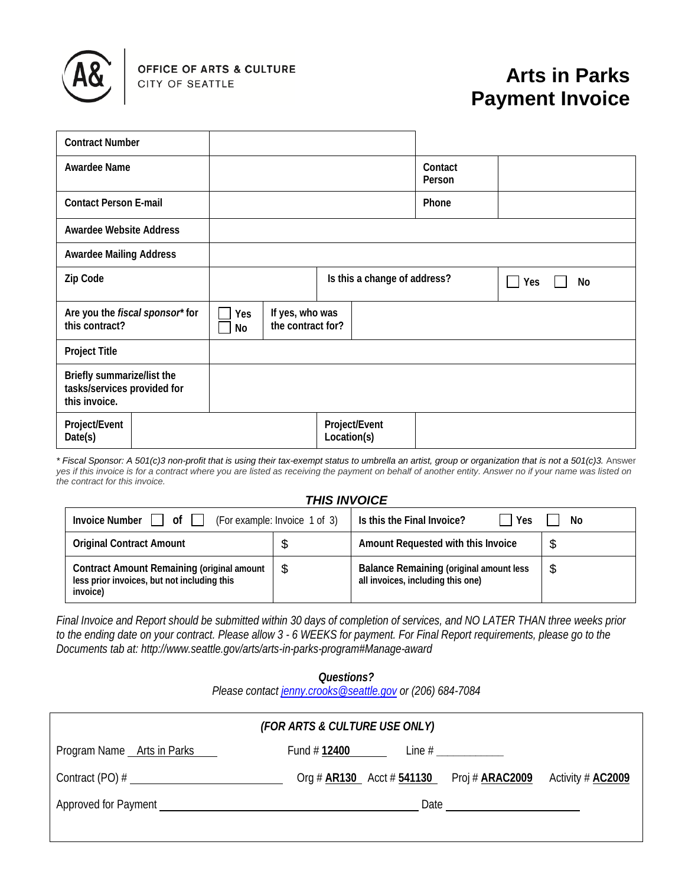OFFICE OF ARTS & CULTURE
CITY OF SEATTLE

# Arts in Parks Payment Invoice

| | | | |
|---|---|---|---|
| **Contract Number** | | | |
| **Awardee Name** | | **Contact Person** | |
| **Contact Person E-mail** | | **Phone** | |
| **Awardee Website Address** | | | |
| **Awardee Mailing Address** | | | |
| **Zip Code** | | **Is this a change of address?** | ☐ Yes ☐ No |
| **Are you the *fiscal sponsor** for this contract?** | ☐ Yes ☐ No | **If yes, who was the contract for?** | |
| **Project Title** | | | |
| **Briefly summarize/list the tasks/services provided for this invoice.** | | | |
| **Project/Event Date(s)** | | **Project/Event Location(s)** | |

*\* Fiscal Sponsor: A 501(c)3 non-profit that is using their tax-exempt status to umbrella an artist, group or organization that is not a 501(c)3.* Answer *yes if this invoice is for a contract where you are listed as receiving the payment on behalf of another entity. Answer no if your name was listed on the contract for this invoice.*

### *THIS INVOICE*

| | | | |
|---|---|---|---|
| **Invoice Number** ☐ **of** ☐ (For example: Invoice 1 of 3) | | **Is this the Final Invoice?** ☐ Yes ☐ No | |
| **Original Contract Amount** | $ | **Amount Requested with this Invoice** | $ |
| **Contract Amount Remaining** (original amount less prior invoices, but not including this invoice) | $ | **Balance Remaining** (original amount less all invoices, including this one) | $ |

*Final Invoice and Report should be submitted within 30 days of completion of services, and NO LATER THAN three weeks prior to the ending date on your contract. Please allow 3 - 6 WEEKS for payment. For Final Report requirements, please go to the Documents tab at: http://www.seattle.gov/arts/arts-in-parks-program#Manage-award*

***Questions?***
*Please contact jenny.crooks@seattle.gov or (206) 684-7084*

***(FOR ARTS & CULTURE USE ONLY)***

Program Name Arts in Parks    Fund # **12400**    Line # ___________

Contract (PO) # ________________________    Org # **AR130**    Acct # **541130**    Proj # **ARAC2009**    Activity # **AC2009**

Approved for Payment ________________________________________    Date ____________________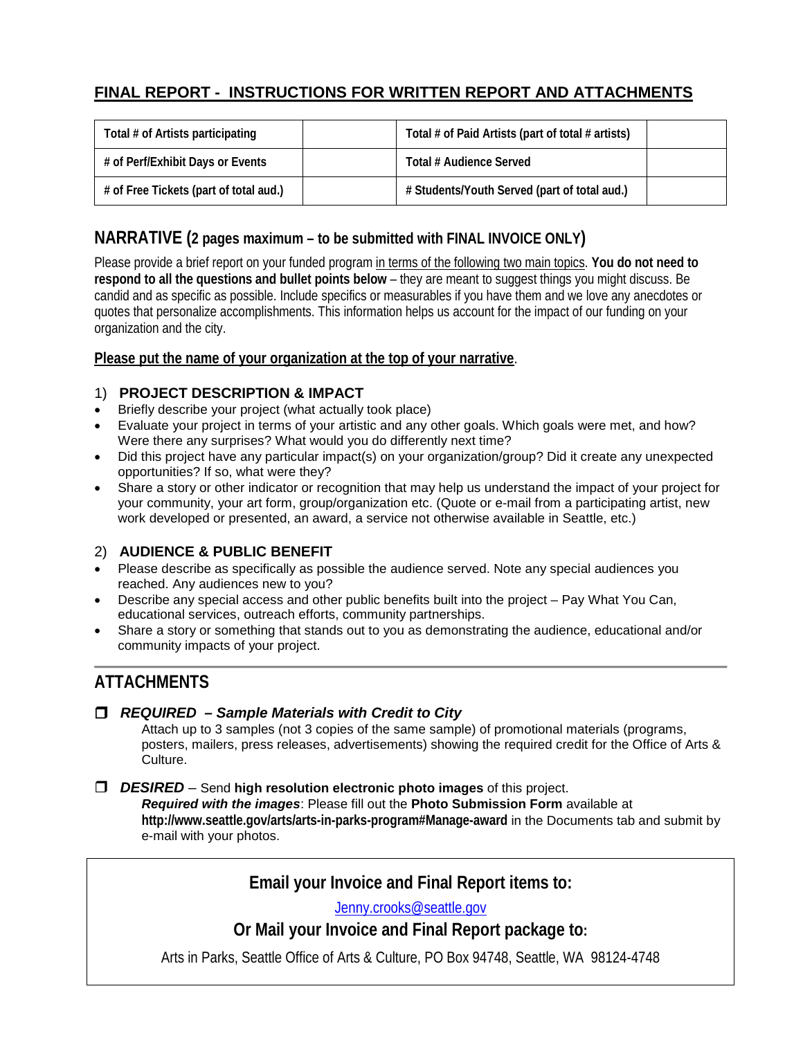## FINAL REPORT - INSTRUCTIONS FOR WRITTEN REPORT AND ATTACHMENTS

| | | | |
|---|---|---|---|
| Total # of Artists participating | | Total # of Paid Artists (part of total # artists) | |
| # of Perf/Exhibit Days or Events | | Total # Audience Served | |
| # of Free Tickets (part of total aud.) | | # Students/Youth Served (part of total aud.) | |

## NARRATIVE (2 pages maximum – to be submitted with FINAL INVOICE ONLY)

Please provide a brief report on your funded program in terms of the following two main topics. **You do not need to respond to all the questions and bullet points below** – they are meant to suggest things you might discuss. Be candid and as specific as possible. Include specifics or measurables if you have them and we love any anecdotes or quotes that personalize accomplishments. This information helps us account for the impact of our funding on your organization and the city.

**Please put the name of your organization at the top of your narrative**.

### 1) PROJECT DESCRIPTION & IMPACT

- Briefly describe your project (what actually took place)
- Evaluate your project in terms of your artistic and any other goals. Which goals were met, and how? Were there any surprises? What would you do differently next time?
- Did this project have any particular impact(s) on your organization/group? Did it create any unexpected opportunities? If so, what were they?
- Share a story or other indicator or recognition that may help us understand the impact of your project for your community, your art form, group/organization etc. (Quote or e-mail from a participating artist, new work developed or presented, an award, a service not otherwise available in Seattle, etc.)

### 2) AUDIENCE & PUBLIC BENEFIT

- Please describe as specifically as possible the audience served. Note any special audiences you reached. Any audiences new to you?
- Describe any special access and other public benefits built into the project – Pay What You Can, educational services, outreach efforts, community partnerships.
- Share a story or something that stands out to you as demonstrating the audience, educational and/or community impacts of your project.

## ATTACHMENTS

- ❒ ***REQUIRED – Sample Materials with Credit to City***
  Attach up to 3 samples (not 3 copies of the same sample) of promotional materials (programs, posters, mailers, press releases, advertisements) showing the required credit for the Office of Arts & Culture.

- ❒ ***DESIRED*** – Send **high resolution electronic photo images** of this project.
  ***Required with the images***: Please fill out the **Photo Submission Form** available at **http://www.seattle.gov/arts/arts-in-parks-program#Manage-award** in the Documents tab and submit by e-mail with your photos.

### Email your Invoice and Final Report items to:

Jenny.crooks@seattle.gov

### Or Mail your Invoice and Final Report package to:

Arts in Parks, Seattle Office of Arts & Culture, PO Box 94748, Seattle, WA 98124-4748